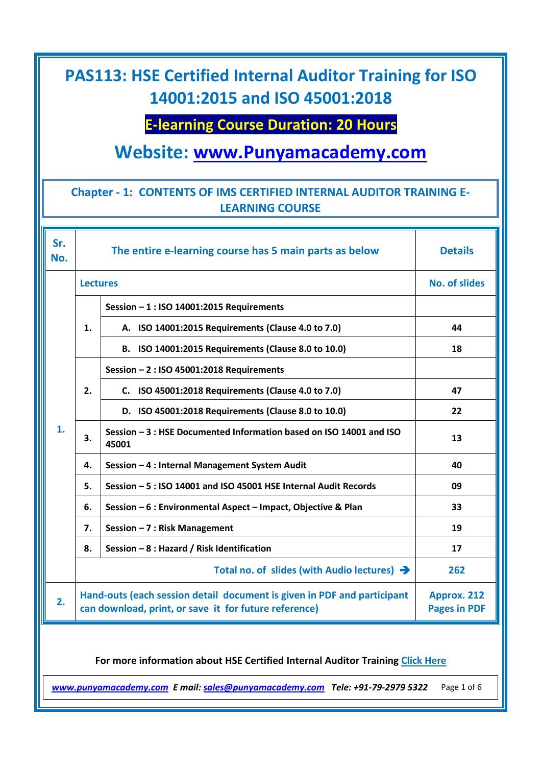# PAS113: HSE Certified Internal Auditor Training for ISO 14001:2015 and ISO 45001:2018

**E-learning Course Duration: 20 Hours**

## Website: www.Punyamacademy.com

### Chapter - 1: CONTENTS OF IMS CERTIFIED INTERNAL AUDITOR TRAINING E-LEARNING COURSE

| Sr. No. | The entire e-learning course has 5 main parts as below | | Details |
|---|---|---|---|
| 1. | **Lectures** | | **No. of slides** |
| | 1. | Session – 1 : ISO 14001:2015 Requirements | |
| | | A. ISO 14001:2015 Requirements (Clause 4.0 to 7.0) | 44 |
| | | B. ISO 14001:2015 Requirements (Clause 8.0 to 10.0) | 18 |
| | 2. | Session – 2 : ISO 45001:2018 Requirements | |
| | | C. ISO 45001:2018 Requirements (Clause 4.0 to 7.0) | 47 |
| | | D. ISO 45001:2018 Requirements (Clause 8.0 to 10.0) | 22 |
| | 3. | Session – 3 : HSE Documented Information based on ISO 14001 and ISO 45001 | 13 |
| | 4. | Session – 4 : Internal Management System Audit | 40 |
| | 5. | Session – 5 : ISO 14001 and ISO 45001 HSE Internal Audit Records | 09 |
| | 6. | Session – 6 : Environmental Aspect – Impact, Objective & Plan | 33 |
| | 7. | Session – 7 : Risk Management | 19 |
| | 8. | Session – 8 : Hazard / Risk Identification | 17 |
| | **Total no. of slides (with Audio lectures) →** | | **262** |
| 2. | **Hand-outs (each session detail document is given in PDF and participant can download, print, or save it for future reference)** | | **Approx. 212 Pages in PDF** |

**For more information about HSE Certified Internal Auditor Training Click Here**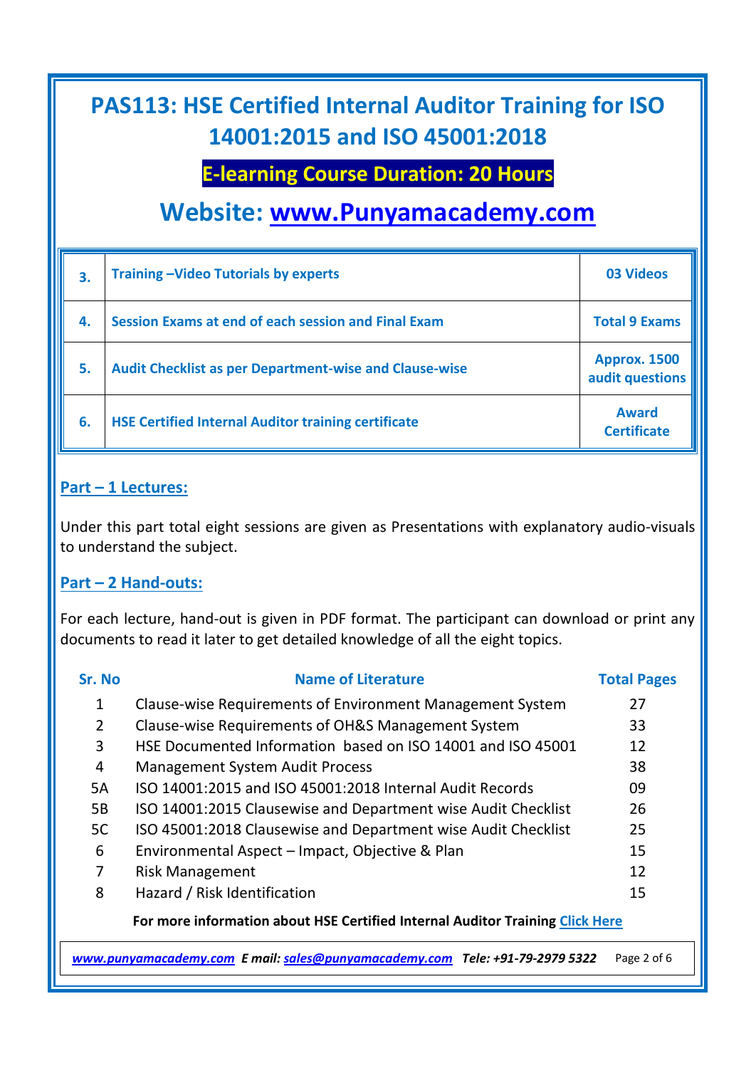# PAS113: HSE Certified Internal Auditor Training for ISO 14001:2015 and ISO 45001:2018

## E-learning Course Duration: 20 Hours

## Website: www.Punyamacademy.com

| | | |
|---|---|---|
| **3.** | **Training –Video Tutorials by experts** | **03 Videos** |
| **4.** | **Session Exams at end of each session and Final Exam** | **Total 9 Exams** |
| **5.** | **Audit Checklist as per Department-wise and Clause-wise** | **Approx. 1500 audit questions** |
| **6.** | **HSE Certified Internal Auditor training certificate** | **Award Certificate** |

**Part – 1 Lectures:**

Under this part total eight sessions are given as Presentations with explanatory audio-visuals to understand the subject.

**Part – 2 Hand-outs:**

For each lecture, hand-out is given in PDF format. The participant can download or print any documents to read it later to get detailed knowledge of all the eight topics.

| Sr. No | Name of Literature | Total Pages |
|---|---|---|
| 1 | Clause-wise Requirements of Environment Management System | 27 |
| 2 | Clause-wise Requirements of OH&S Management System | 33 |
| 3 | HSE Documented Information based on ISO 14001 and ISO 45001 | 12 |
| 4 | Management System Audit Process | 38 |
| 5A | ISO 14001:2015 and ISO 45001:2018 Internal Audit Records | 09 |
| 5B | ISO 14001:2015 Clausewise and Department wise Audit Checklist | 26 |
| 5C | ISO 45001:2018 Clausewise and Department wise Audit Checklist | 25 |
| 6 | Environmental Aspect – Impact, Objective & Plan | 15 |
| 7 | Risk Management | 12 |
| 8 | Hazard / Risk Identification | 15 |

**For more information about HSE Certified Internal Auditor Training Click Here**

*www.punyamacademy.com* ***E mail:*** *sales@punyamacademy.com* ***Tele: +91-79-2979 5322***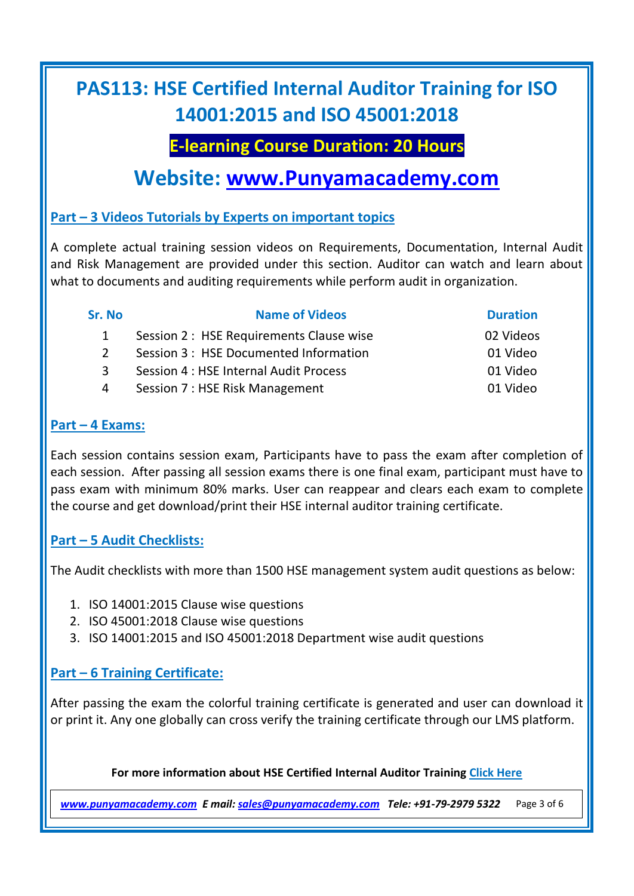# PAS113: HSE Certified Internal Auditor Training for ISO 14001:2015 and ISO 45001:2018

## E-learning Course Duration: 20 Hours

## Website: www.Punyamacademy.com

### Part – 3 Videos Tutorials by Experts on important topics

A complete actual training session videos on Requirements, Documentation, Internal Audit and Risk Management are provided under this section. Auditor can watch and learn about what to documents and auditing requirements while perform audit in organization.

| Sr. No | Name of Videos | Duration |
|---|---|---|
| 1 | Session 2 : HSE Requirements Clause wise | 02 Videos |
| 2 | Session 3 : HSE Documented Information | 01 Video |
| 3 | Session 4 : HSE Internal Audit Process | 01 Video |
| 4 | Session 7 : HSE Risk Management | 01 Video |

### Part – 4 Exams:

Each session contains session exam, Participants have to pass the exam after completion of each session. After passing all session exams there is one final exam, participant must have to pass exam with minimum 80% marks. User can reappear and clears each exam to complete the course and get download/print their HSE internal auditor training certificate.

### Part – 5 Audit Checklists:

The Audit checklists with more than 1500 HSE management system audit questions as below:

1. ISO 14001:2015 Clause wise questions
2. ISO 45001:2018 Clause wise questions
3. ISO 14001:2015 and ISO 45001:2018 Department wise audit questions

### Part – 6 Training Certificate:

After passing the exam the colorful training certificate is generated and user can download it or print it. Any one globally can cross verify the training certificate through our LMS platform.

**For more information about HSE Certified Internal Auditor Training Click Here**

*www.punyamacademy.com* ***E mail: sales@punyamacademy.com Tele: +91-79-2979 5322***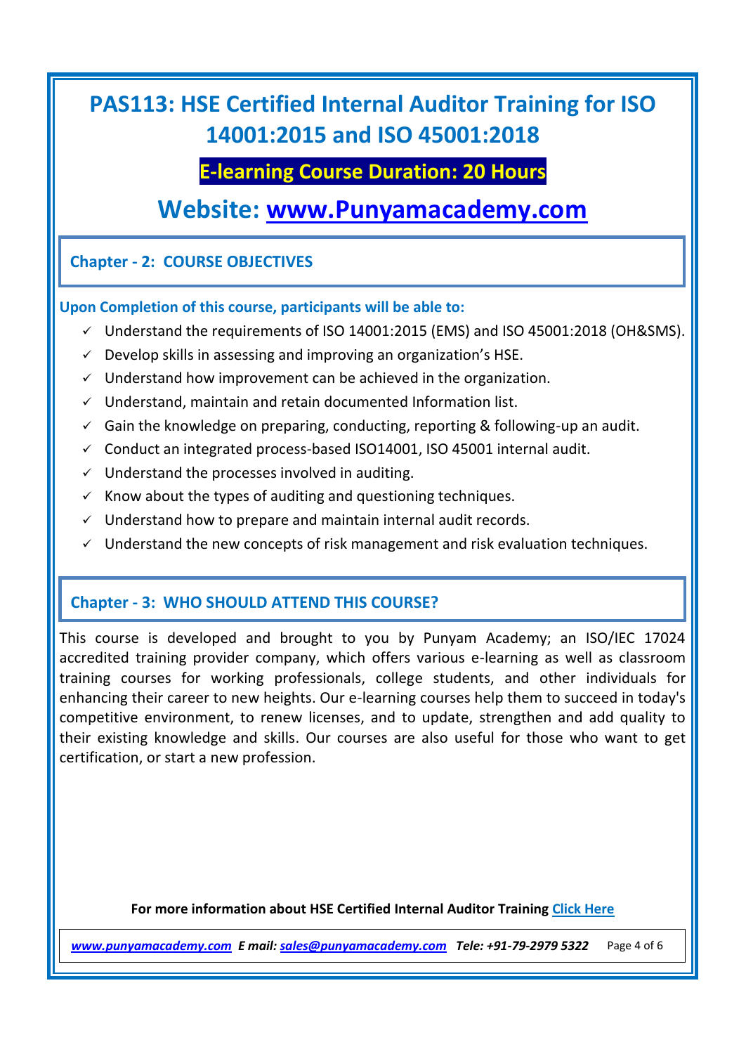# PAS113: HSE Certified Internal Auditor Training for ISO 14001:2015 and ISO 45001:2018

**E-learning Course Duration: 20 Hours**

## Website: www.Punyamacademy.com

### Chapter - 2: COURSE OBJECTIVES

**Upon Completion of this course, participants will be able to:**

- ✓ Understand the requirements of ISO 14001:2015 (EMS) and ISO 45001:2018 (OH&SMS).
- ✓ Develop skills in assessing and improving an organization's HSE.
- ✓ Understand how improvement can be achieved in the organization.
- ✓ Understand, maintain and retain documented Information list.
- ✓ Gain the knowledge on preparing, conducting, reporting & following-up an audit.
- ✓ Conduct an integrated process-based ISO14001, ISO 45001 internal audit.
- ✓ Understand the processes involved in auditing.
- ✓ Know about the types of auditing and questioning techniques.
- ✓ Understand how to prepare and maintain internal audit records.
- ✓ Understand the new concepts of risk management and risk evaluation techniques.

### Chapter - 3: WHO SHOULD ATTEND THIS COURSE?

This course is developed and brought to you by Punyam Academy; an ISO/IEC 17024 accredited training provider company, which offers various e-learning as well as classroom training courses for working professionals, college students, and other individuals for enhancing their career to new heights. Our e-learning courses help them to succeed in today's competitive environment, to renew licenses, and to update, strengthen and add quality to their existing knowledge and skills. Our courses are also useful for those who want to get certification, or start a new profession.

**For more information about HSE Certified Internal Auditor Training Click Here**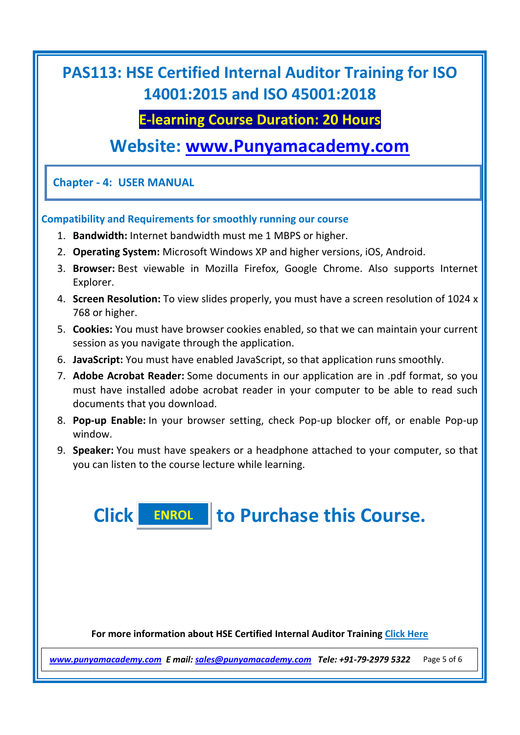# PAS113: HSE Certified Internal Auditor Training for ISO 14001:2015 and ISO 45001:2018

**E-learning Course Duration: 20 Hours**

## Website: www.Punyamacademy.com

### Chapter - 4: USER MANUAL

**Compatibility and Requirements for smoothly running our course**

1. **Bandwidth:** Internet bandwidth must me 1 MBPS or higher.
2. **Operating System:** Microsoft Windows XP and higher versions, iOS, Android.
3. **Browser:** Best viewable in Mozilla Firefox, Google Chrome. Also supports Internet Explorer.
4. **Screen Resolution:** To view slides properly, you must have a screen resolution of 1024 x 768 or higher.
5. **Cookies:** You must have browser cookies enabled, so that we can maintain your current session as you navigate through the application.
6. **JavaScript:** You must have enabled JavaScript, so that application runs smoothly.
7. **Adobe Acrobat Reader:** Some documents in our application are in .pdf format, so you must have installed adobe acrobat reader in your computer to be able to read such documents that you download.
8. **Pop-up Enable:** In your browser setting, check Pop-up blocker off, or enable Pop-up window.
9. **Speaker:** You must have speakers or a headphone attached to your computer, so that you can listen to the course lecture while learning.

## Click ENROL to Purchase this Course.

**For more information about HSE Certified Internal Auditor Training Click Here**

*www.punyamacademy.com* ***E mail:*** *sales@punyamacademy.com* ***Tele: +91-79-2979 5322***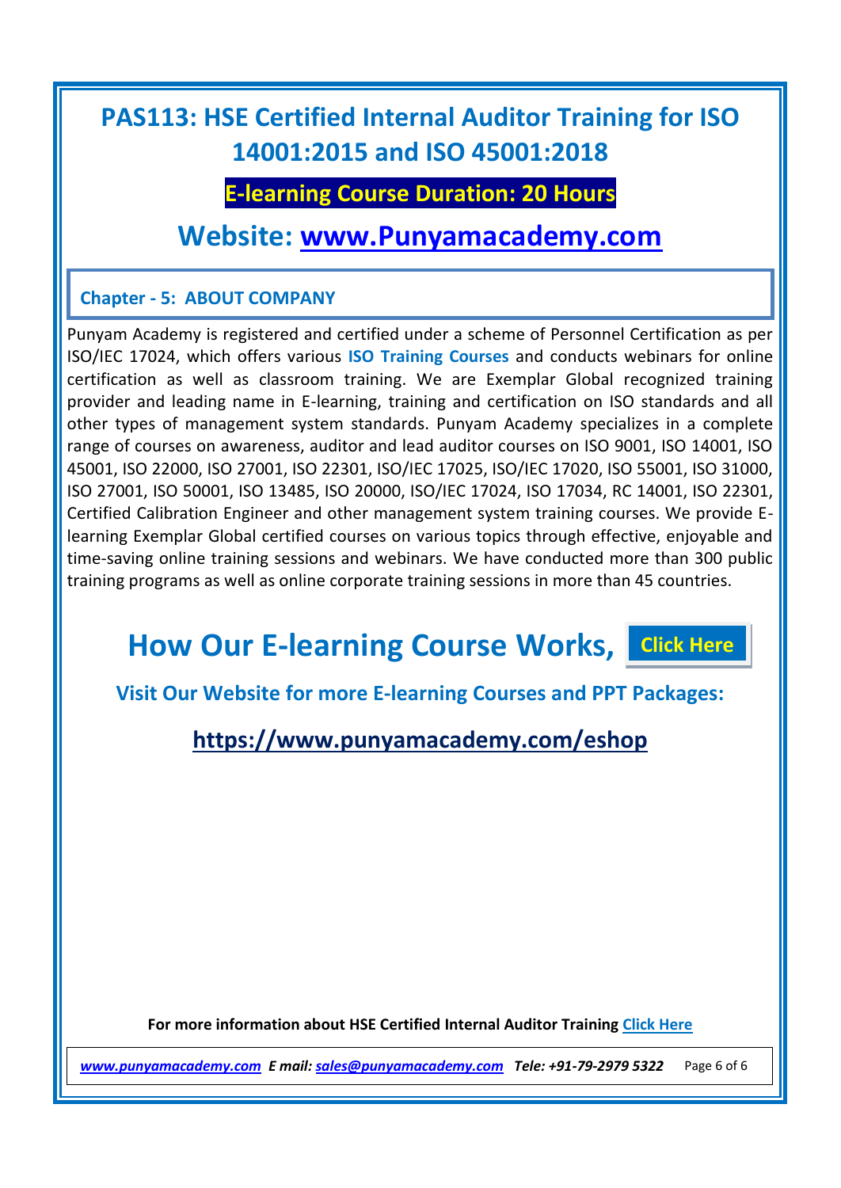# PAS113: HSE Certified Internal Auditor Training for ISO 14001:2015 and ISO 45001:2018

**E-learning Course Duration: 20 Hours**

## Website: www.Punyamacademy.com

### Chapter - 5: ABOUT COMPANY

Punyam Academy is registered and certified under a scheme of Personnel Certification as per ISO/IEC 17024, which offers various **ISO Training Courses** and conducts webinars for online certification as well as classroom training. We are Exemplar Global recognized training provider and leading name in E-learning, training and certification on ISO standards and all other types of management system standards. Punyam Academy specializes in a complete range of courses on awareness, auditor and lead auditor courses on ISO 9001, ISO 14001, ISO 45001, ISO 22000, ISO 27001, ISO 22301, ISO/IEC 17025, ISO/IEC 17020, ISO 55001, ISO 31000, ISO 27001, ISO 50001, ISO 13485, ISO 20000, ISO/IEC 17024, ISO 17034, RC 14001, ISO 22301, Certified Calibration Engineer and other management system training courses. We provide E-learning Exemplar Global certified courses on various topics through effective, enjoyable and time-saving online training sessions and webinars. We have conducted more than 300 public training programs as well as online corporate training sessions in more than 45 countries.

## How Our E-learning Course Works, Click Here

**Visit Our Website for more E-learning Courses and PPT Packages:**

**https://www.punyamacademy.com/eshop**

**For more information about HSE Certified Internal Auditor Training Click Here**

*www.punyamacademy.com* ***E mail:*** *sales@punyamacademy.com* ***Tele: +91-79-2979 5322***